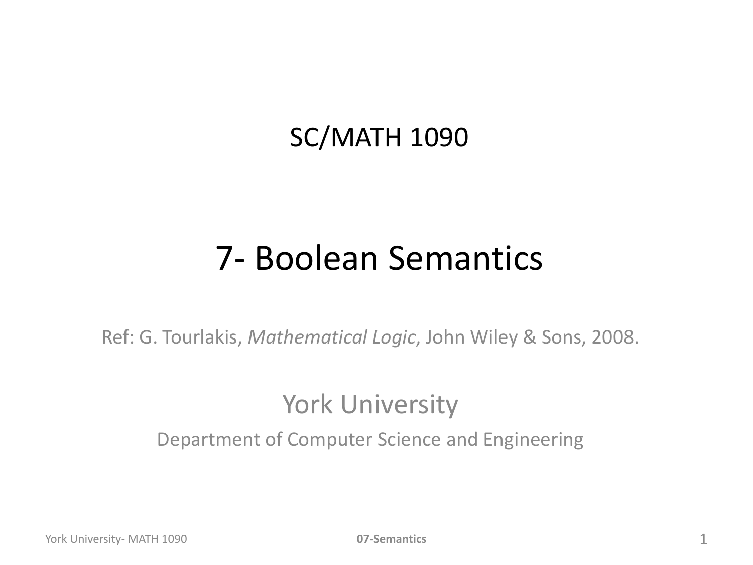# SC/MATH 1090

# 7- Boolean Semantics

Ref: G. Tourlakis, *Mathematical Logic*, John Wiley & Sons, 2008.

York University

Department of Computer Science and Engineering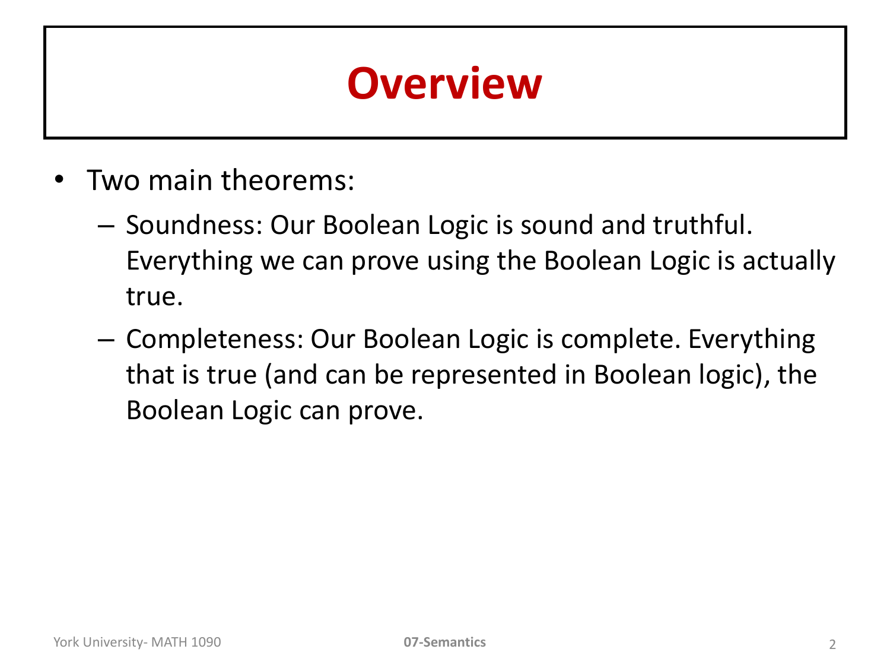# Overview

- Two main theorems:
  - Soundness: Our Boolean Logic is sound and truthful. Everything we can prove using the Boolean Logic is actually true.
  - Completeness: Our Boolean Logic is complete. Everything that is true (and can be represented in Boolean logic), the Boolean Logic can prove.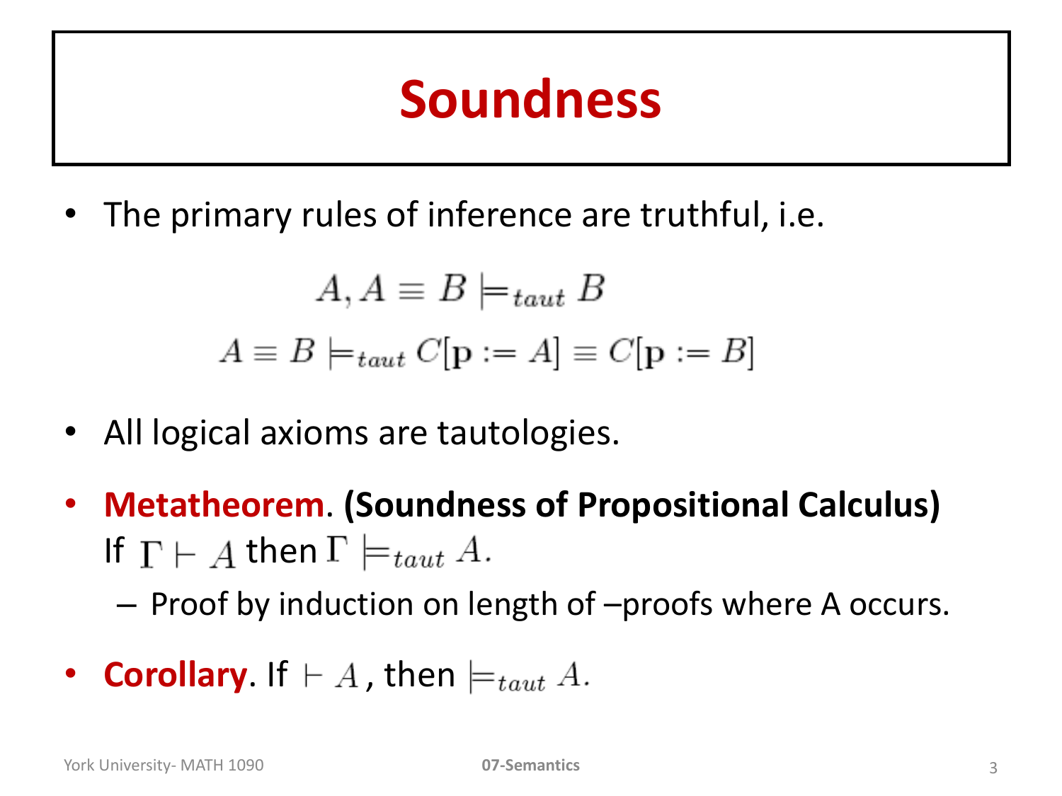# Soundness

- The primary rules of inference are truthful, i.e.

$$A, A \equiv B \models_{taut} B$$

$$A \equiv B \models_{taut} C[\mathbf{p} := A] \equiv C[\mathbf{p} := B]$$

- All logical axioms are tautologies.
- **Metatheorem**. **(Soundness of Propositional Calculus)** If $\Gamma \vdash A$ then $\Gamma \models_{taut} A$.
  - Proof by induction on length of –proofs where A occurs.
- **Corollary**. If $\vdash A$, then $\models_{taut} A$.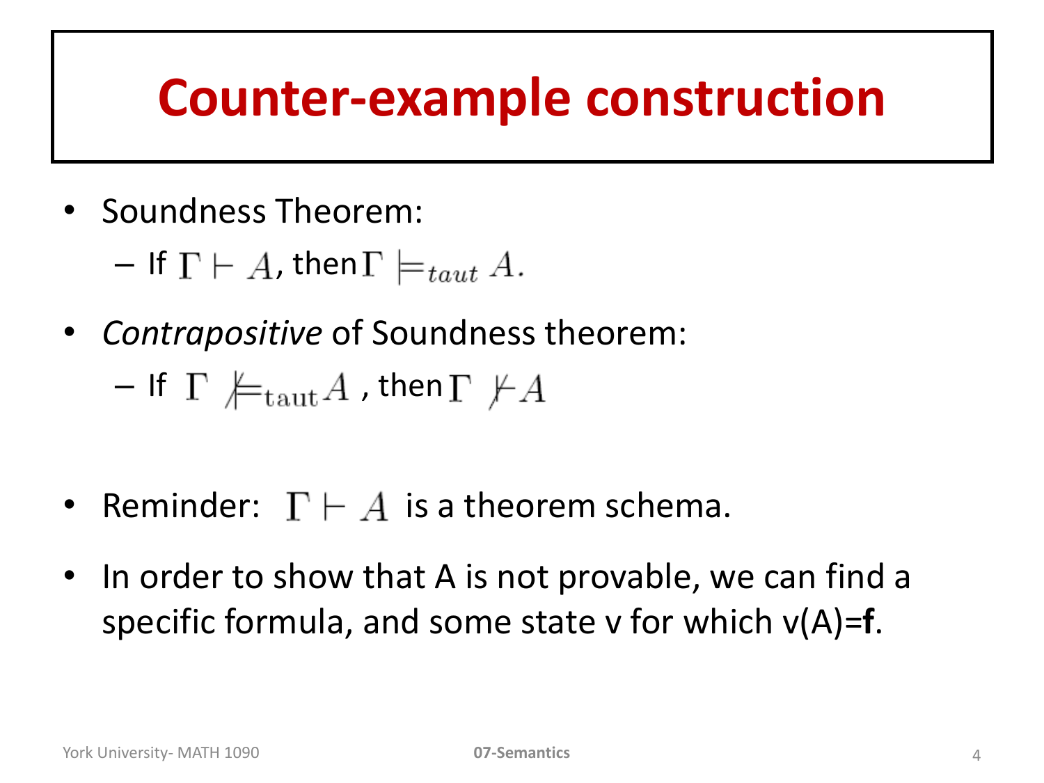# Counter-example construction

- Soundness Theorem:
  - If $\Gamma \vdash A$, then $\Gamma \models_{taut} A$.
- *Contrapositive* of Soundness theorem:
  - If $\Gamma \not\models_{\mathrm{taut}} A$ , then $\Gamma \nvdash A$

- Reminder: $\Gamma \vdash A$ is a theorem schema.
- In order to show that A is not provable, we can find a specific formula, and some state v for which v(A)=**f**.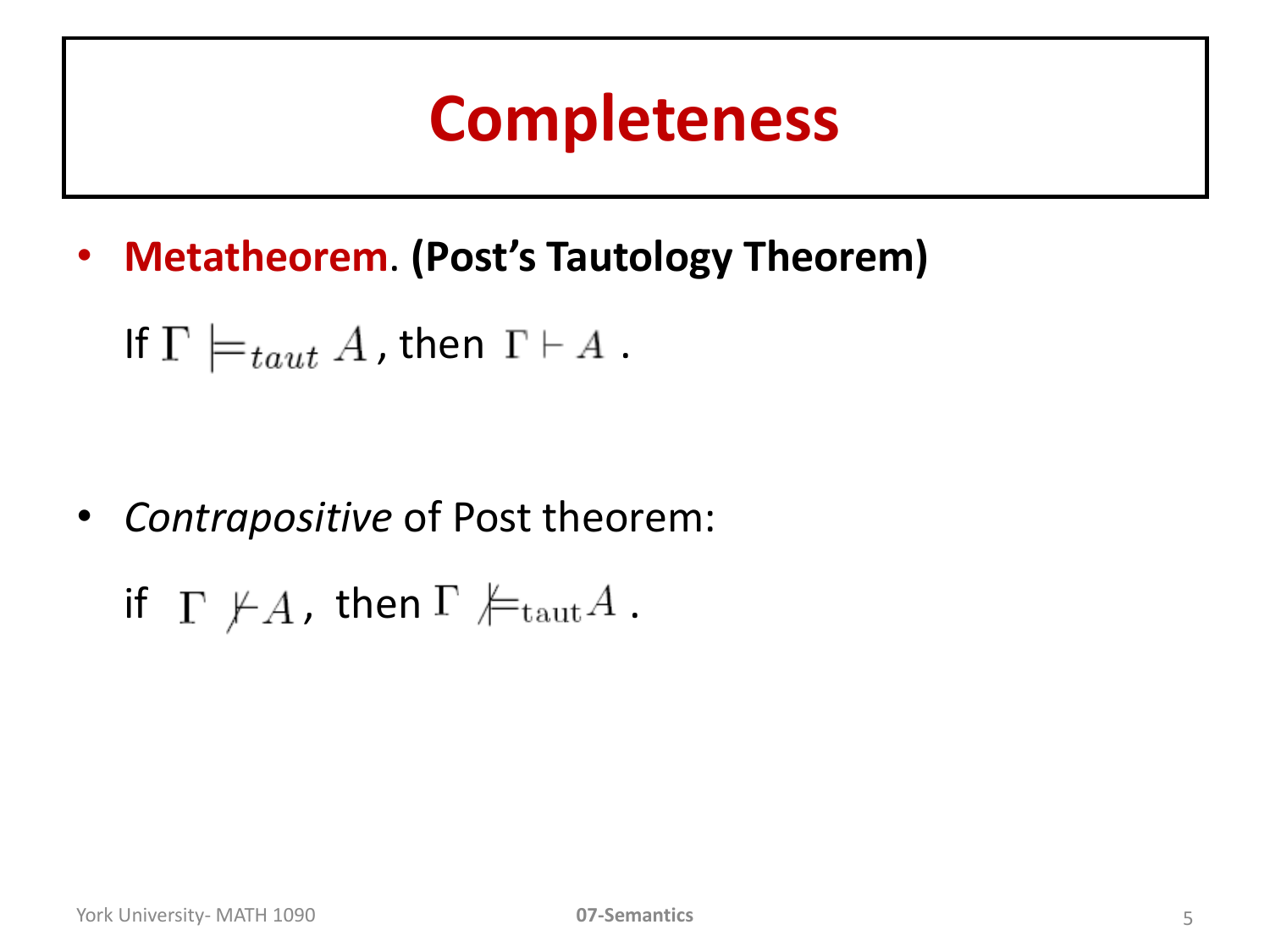# Completeness

- **Metatheorem**. **(Post's Tautology Theorem)**

  If $\Gamma \models_{taut} A$, then $\Gamma \vdash A$.

- *Contrapositive* of Post theorem:

  if $\Gamma \nvdash A$, then $\Gamma \not\models_{\mathrm{taut}} A$.